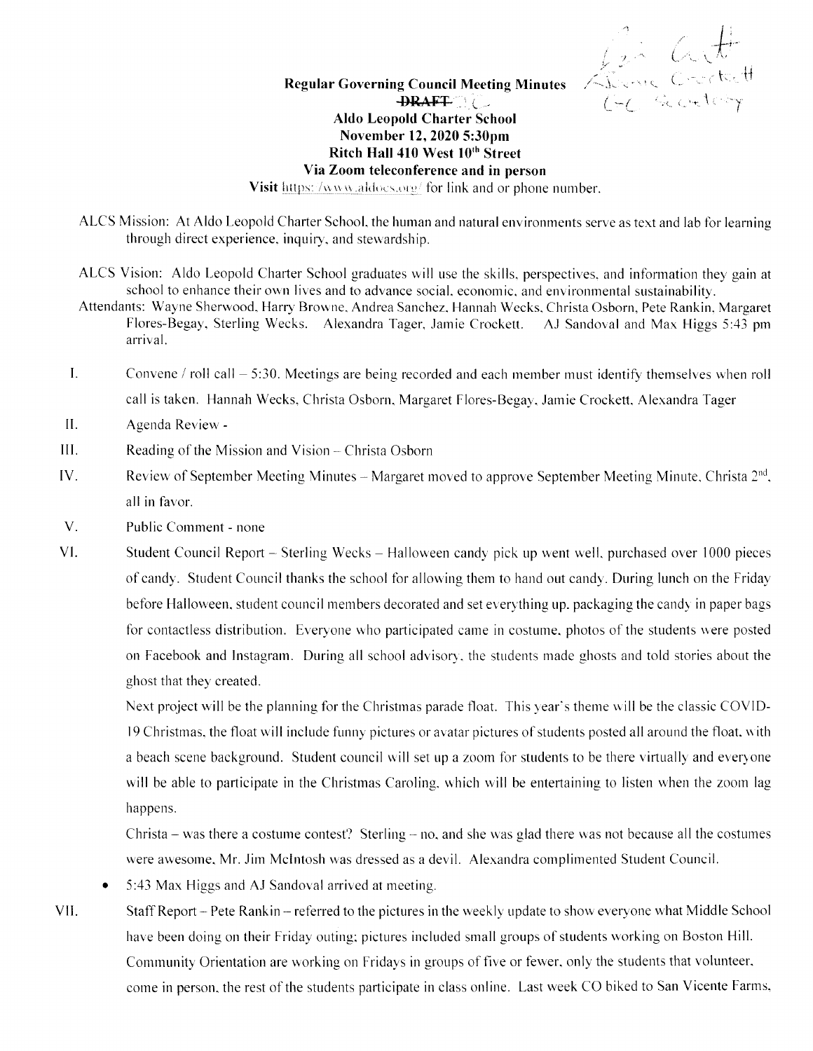**Regular Governing Council Meeting Minutes**

~~**DRAFT**~~

**Aldo Leopold Charter School**

**November 12, 2020 5:30pm**

**Ritch Hall 410 West 10th Street**

**Via Zoom teleconference and in person**

**Visit** https://www.aldocs.org/ for link and or phone number.

ALCS Mission: At Aldo Leopold Charter School, the human and natural environments serve as text and lab for learning through direct experience, inquiry, and stewardship.

ALCS Vision: Aldo Leopold Charter School graduates will use the skills, perspectives, and information they gain at school to enhance their own lives and to advance social, economic, and environmental sustainability.

Attendants: Wayne Sherwood, Harry Browne, Andrea Sanchez, Hannah Wecks, Christa Osborn, Pete Rankin, Margaret Flores-Begay, Sterling Wecks. Alexandra Tager, Jamie Crockett. AJ Sandoval and Max Higgs 5:43 pm arrival.

I. Convene / roll call – 5:30. Meetings are being recorded and each member must identify themselves when roll call is taken. Hannah Wecks, Christa Osborn, Margaret Flores-Begay, Jamie Crockett, Alexandra Tager

II. Agenda Review -

III. Reading of the Mission and Vision – Christa Osborn

IV. Review of September Meeting Minutes – Margaret moved to approve September Meeting Minute, Christa 2nd, all in favor.

V. Public Comment - none

VI. Student Council Report – Sterling Wecks – Halloween candy pick up went well, purchased over 1000 pieces of candy. Student Council thanks the school for allowing them to hand out candy. During lunch on the Friday before Halloween, student council members decorated and set everything up, packaging the candy in paper bags for contactless distribution. Everyone who participated came in costume, photos of the students were posted on Facebook and Instagram. During all school advisory, the students made ghosts and told stories about the ghost that they created.

Next project will be the planning for the Christmas parade float. This year's theme will be the classic COVID-19 Christmas, the float will include funny pictures or avatar pictures of students posted all around the float, with a beach scene background. Student council will set up a zoom for students to be there virtually and everyone will be able to participate in the Christmas Caroling, which will be entertaining to listen when the zoom lag happens.

Christa – was there a costume contest? Sterling – no, and she was glad there was not because all the costumes were awesome, Mr. Jim McIntosh was dressed as a devil. Alexandra complimented Student Council.

- 5:43 Max Higgs and AJ Sandoval arrived at meeting.

VII. Staff Report – Pete Rankin – referred to the pictures in the weekly update to show everyone what Middle School have been doing on their Friday outing; pictures included small groups of students working on Boston Hill. Community Orientation are working on Fridays in groups of five or fewer, only the students that volunteer, come in person, the rest of the students participate in class online. Last week CO biked to San Vicente Farms,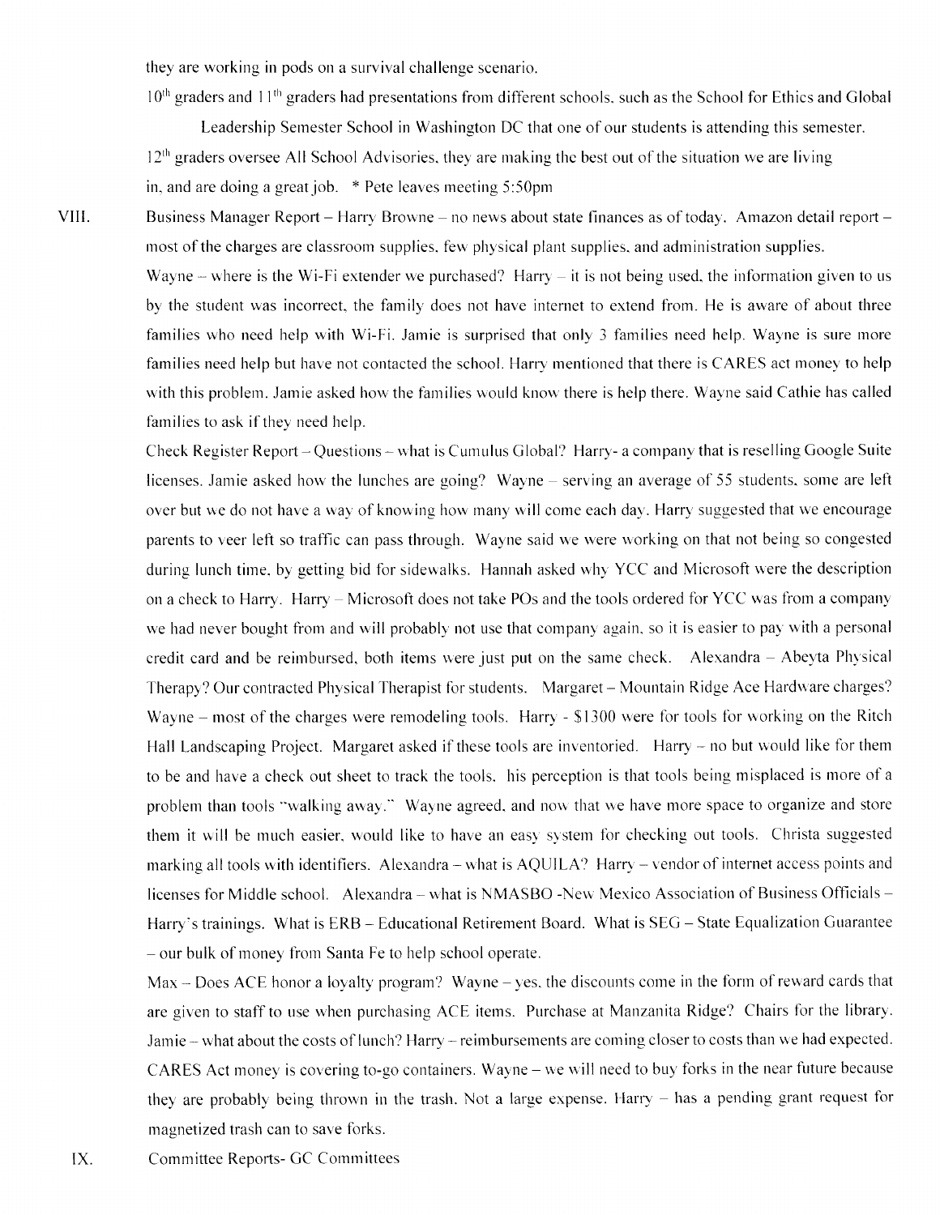they are working in pods on a survival challenge scenario.

10th graders and 11th graders had presentations from different schools, such as the School for Ethics and Global Leadership Semester School in Washington DC that one of our students is attending this semester.

12th graders oversee All School Advisories, they are making the best out of the situation we are living in, and are doing a great job. * Pete leaves meeting 5:50pm

VIII. Business Manager Report – Harry Browne – no news about state finances as of today. Amazon detail report – most of the charges are classroom supplies, few physical plant supplies, and administration supplies.

Wayne – where is the Wi-Fi extender we purchased? Harry – it is not being used, the information given to us by the student was incorrect, the family does not have internet to extend from. He is aware of about three families who need help with Wi-Fi. Jamie is surprised that only 3 families need help. Wayne is sure more families need help but have not contacted the school. Harry mentioned that there is CARES act money to help with this problem. Jamie asked how the families would know there is help there. Wayne said Cathie has called families to ask if they need help.

Check Register Report – Questions – what is Cumulus Global? Harry- a company that is reselling Google Suite licenses. Jamie asked how the lunches are going? Wayne – serving an average of 55 students, some are left over but we do not have a way of knowing how many will come each day. Harry suggested that we encourage parents to veer left so traffic can pass through. Wayne said we were working on that not being so congested during lunch time, by getting bid for sidewalks. Hannah asked why YCC and Microsoft were the description on a check to Harry. Harry – Microsoft does not take POs and the tools ordered for YCC was from a company we had never bought from and will probably not use that company again, so it is easier to pay with a personal credit card and be reimbursed, both items were just put on the same check. Alexandra – Abeyta Physical Therapy? Our contracted Physical Therapist for students. Margaret – Mountain Ridge Ace Hardware charges? Wayne – most of the charges were remodeling tools. Harry - $1300 were for tools for working on the Ritch Hall Landscaping Project. Margaret asked if these tools are inventoried. Harry – no but would like for them to be and have a check out sheet to track the tools. his perception is that tools being misplaced is more of a problem than tools "walking away." Wayne agreed, and now that we have more space to organize and store them it will be much easier, would like to have an easy system for checking out tools. Christa suggested marking all tools with identifiers. Alexandra – what is AQUILA? Harry – vendor of internet access points and licenses for Middle school. Alexandra – what is NMASBO -New Mexico Association of Business Officials – Harry's trainings. What is ERB – Educational Retirement Board. What is SEG – State Equalization Guarantee – our bulk of money from Santa Fe to help school operate.

Max – Does ACE honor a loyalty program? Wayne – yes, the discounts come in the form of reward cards that are given to staff to use when purchasing ACE items. Purchase at Manzanita Ridge? Chairs for the library. Jamie – what about the costs of lunch? Harry – reimbursements are coming closer to costs than we had expected. CARES Act money is covering to-go containers. Wayne – we will need to buy forks in the near future because they are probably being thrown in the trash. Not a large expense. Harry – has a pending grant request for magnetized trash can to save forks.

IX. Committee Reports- GC Committees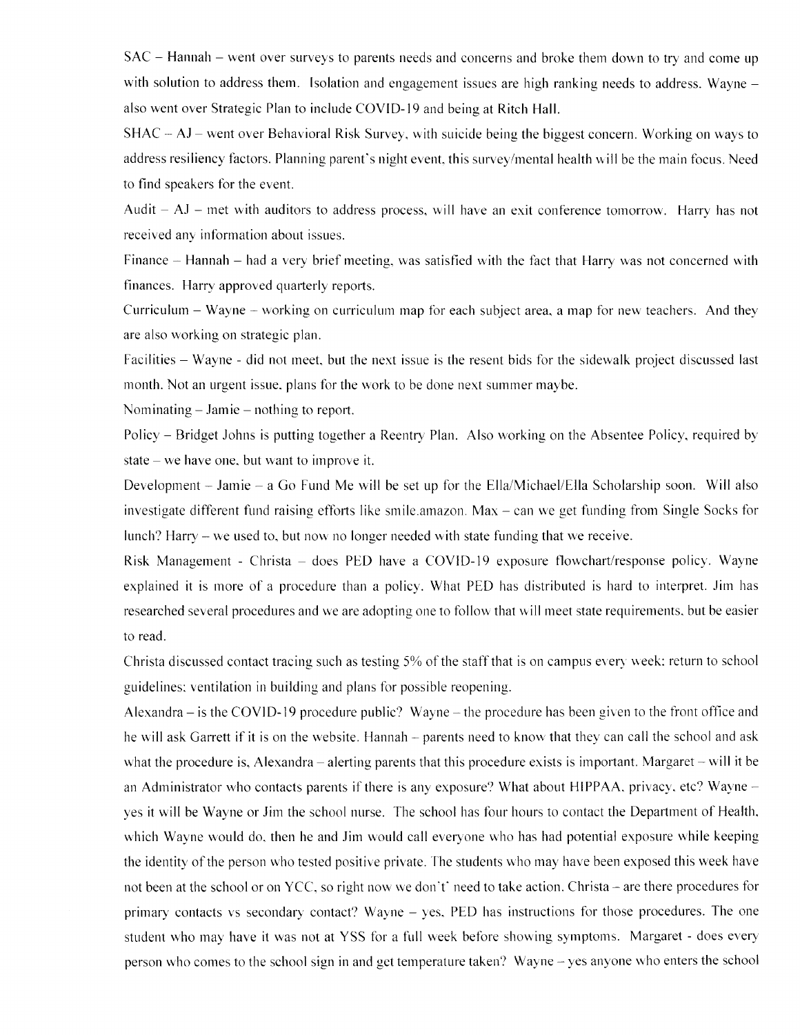SAC – Hannah – went over surveys to parents needs and concerns and broke them down to try and come up with solution to address them. Isolation and engagement issues are high ranking needs to address. Wayne – also went over Strategic Plan to include COVID-19 and being at Ritch Hall.

SHAC – AJ – went over Behavioral Risk Survey, with suicide being the biggest concern. Working on ways to address resiliency factors. Planning parent's night event, this survey/mental health will be the main focus. Need to find speakers for the event.

Audit – AJ – met with auditors to address process, will have an exit conference tomorrow. Harry has not received any information about issues.

Finance – Hannah – had a very brief meeting, was satisfied with the fact that Harry was not concerned with finances. Harry approved quarterly reports.

Curriculum – Wayne – working on curriculum map for each subject area, a map for new teachers. And they are also working on strategic plan.

Facilities – Wayne - did not meet, but the next issue is the resent bids for the sidewalk project discussed last month. Not an urgent issue, plans for the work to be done next summer maybe.

Nominating – Jamie – nothing to report.

Policy – Bridget Johns is putting together a Reentry Plan. Also working on the Absentee Policy, required by state – we have one, but want to improve it.

Development – Jamie – a Go Fund Me will be set up for the Ella/Michael/Ella Scholarship soon. Will also investigate different fund raising efforts like smile.amazon. Max – can we get funding from Single Socks for lunch? Harry – we used to, but now no longer needed with state funding that we receive.

Risk Management - Christa – does PED have a COVID-19 exposure flowchart/response policy. Wayne explained it is more of a procedure than a policy. What PED has distributed is hard to interpret. Jim has researched several procedures and we are adopting one to follow that will meet state requirements, but be easier to read.

Christa discussed contact tracing such as testing 5% of the staff that is on campus every week; return to school guidelines; ventilation in building and plans for possible reopening.

Alexandra – is the COVID-19 procedure public? Wayne – the procedure has been given to the front office and he will ask Garrett if it is on the website. Hannah – parents need to know that they can call the school and ask what the procedure is, Alexandra – alerting parents that this procedure exists is important. Margaret – will it be an Administrator who contacts parents if there is any exposure? What about HIPPAA, privacy, etc? Wayne – yes it will be Wayne or Jim the school nurse. The school has four hours to contact the Department of Health, which Wayne would do, then he and Jim would call everyone who has had potential exposure while keeping the identity of the person who tested positive private. The students who may have been exposed this week have not been at the school or on YCC, so right now we don't' need to take action. Christa – are there procedures for primary contacts vs secondary contact? Wayne – yes, PED has instructions for those procedures. The one student who may have it was not at YSS for a full week before showing symptoms. Margaret - does every person who comes to the school sign in and get temperature taken? Wayne – yes anyone who enters the school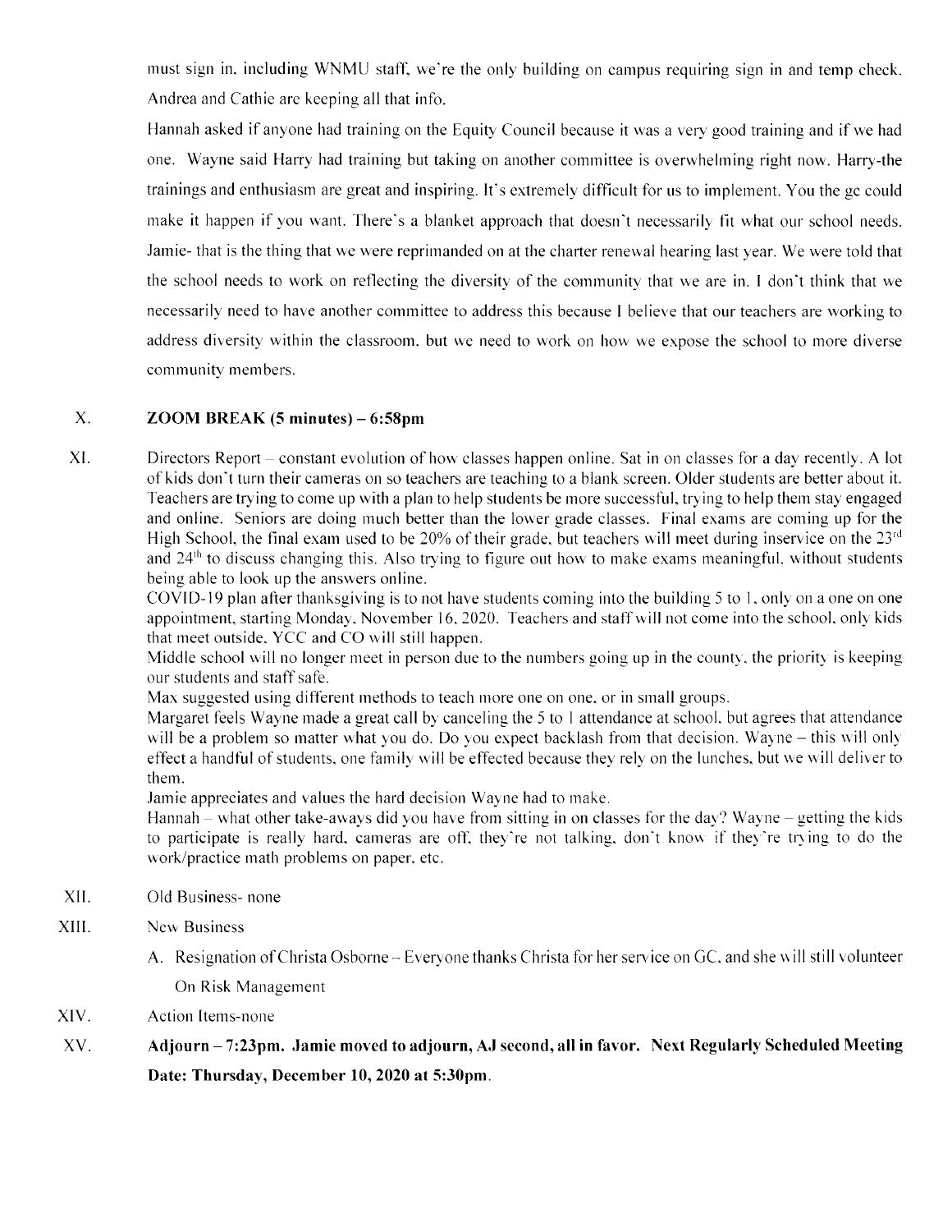must sign in, including WNMU staff, we're the only building on campus requiring sign in and temp check. Andrea and Cathie are keeping all that info.

Hannah asked if anyone had training on the Equity Council because it was a very good training and if we had one. Wayne said Harry had training but taking on another committee is overwhelming right now. Harry-the trainings and enthusiasm are great and inspiring. It's extremely difficult for us to implement. You the gc could make it happen if you want. There's a blanket approach that doesn't necessarily fit what our school needs. Jamie- that is the thing that we were reprimanded on at the charter renewal hearing last year. We were told that the school needs to work on reflecting the diversity of the community that we are in. I don't think that we necessarily need to have another committee to address this because I believe that our teachers are working to address diversity within the classroom, but we need to work on how we expose the school to more diverse community members.

X. **ZOOM BREAK (5 minutes) – 6:58pm**

XI. Directors Report – constant evolution of how classes happen online. Sat in on classes for a day recently. A lot of kids don't turn their cameras on so teachers are teaching to a blank screen. Older students are better about it. Teachers are trying to come up with a plan to help students be more successful, trying to help them stay engaged and online. Seniors are doing much better than the lower grade classes. Final exams are coming up for the High School, the final exam used to be 20% of their grade, but teachers will meet during inservice on the 23rd and 24th to discuss changing this. Also trying to figure out how to make exams meaningful, without students being able to look up the answers online.

COVID-19 plan after thanksgiving is to not have students coming into the building 5 to 1, only on a one on one appointment, starting Monday, November 16, 2020. Teachers and staff will not come into the school, only kids that meet outside. YCC and CO will still happen.

Middle school will no longer meet in person due to the numbers going up in the county, the priority is keeping our students and staff safe.

Max suggested using different methods to teach more one on one, or in small groups.

Margaret feels Wayne made a great call by canceling the 5 to 1 attendance at school, but agrees that attendance will be a problem so matter what you do. Do you expect backlash from that decision. Wayne – this will only effect a handful of students, one family will be effected because they rely on the lunches, but we will deliver to them.

Jamie appreciates and values the hard decision Wayne had to make.

Hannah – what other take-aways did you have from sitting in on classes for the day? Wayne – getting the kids to participate is really hard, cameras are off, they're not talking, don't know if they're trying to do the work/practice math problems on paper, etc.

XII. Old Business- none

XIII. New Business

A. Resignation of Christa Osborne – Everyone thanks Christa for her service on GC, and she will still volunteer On Risk Management

XIV. Action Items-none

XV. **Adjourn – 7:23pm. Jamie moved to adjourn, AJ second, all in favor. Next Regularly Scheduled Meeting Date: Thursday, December 10, 2020 at 5:30pm.**